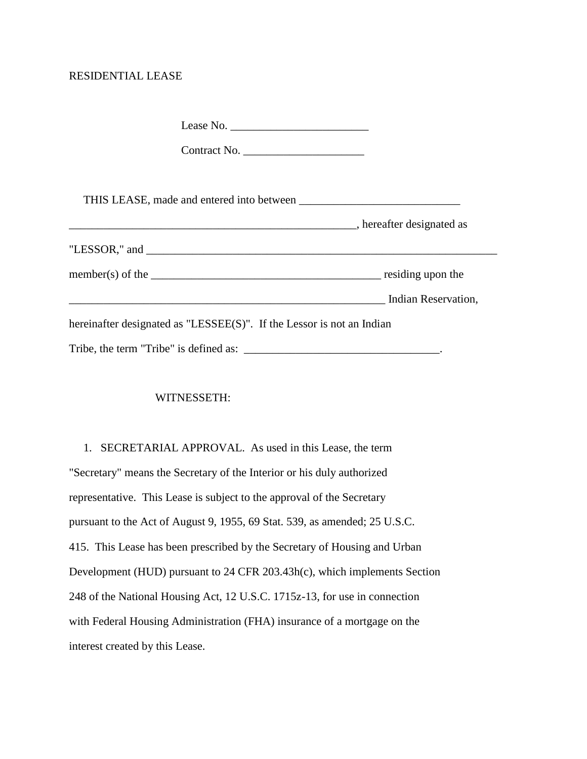# RESIDENTIAL LEASE

Lease No. ________________________

Contract No. _____________________

THIS LEASE, made and entered into between ____________________________ ____________________________________________________, hereafter designated as "LESSOR," and _________________________________________________________________ member(s) of the ________________________________________ residing upon the _______________________________________________________ Indian Reservation, hereinafter designated as "LESSEE(S)". If the Lessor is not an Indian Tribe, the term "Tribe" is defined as: __________________________________.

WITNESSETH:

1. SECRETARIAL APPROVAL. As used in this Lease, the term "Secretary" means the Secretary of the Interior or his duly authorized representative. This Lease is subject to the approval of the Secretary pursuant to the Act of August 9, 1955, 69 Stat. 539, as amended; 25 U.S.C. 415. This Lease has been prescribed by the Secretary of Housing and Urban Development (HUD) pursuant to 24 CFR 203.43h(c), which implements Section 248 of the National Housing Act, 12 U.S.C. 1715z-13, for use in connection with Federal Housing Administration (FHA) insurance of a mortgage on the interest created by this Lease.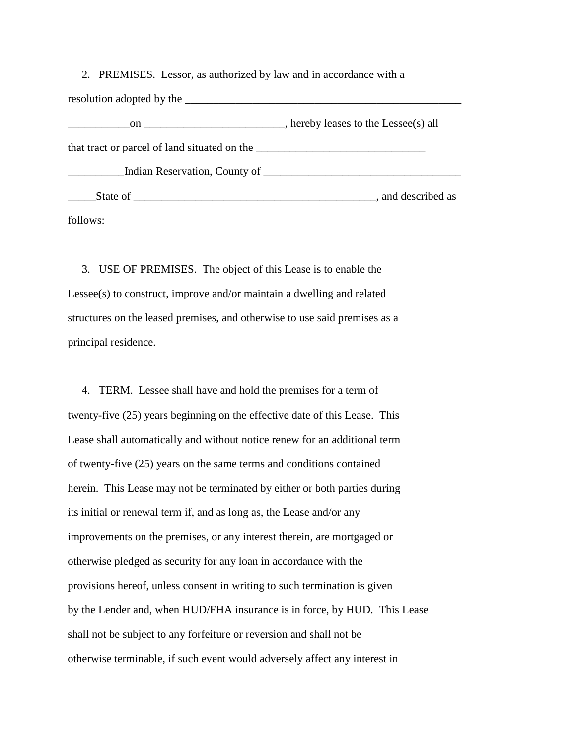2. PREMISES. Lessor, as authorized by law and in accordance with a resolution adopted by the ____________________________________________________ ___________on _________________________, hereby leases to the Lessee(s) all that tract or parcel of land situated on the ______________________________ __________Indian Reservation, County of ___________________________________ _____State of ____________________________________________, and described as follows:

3. USE OF PREMISES. The object of this Lease is to enable the Lessee(s) to construct, improve and/or maintain a dwelling and related structures on the leased premises, and otherwise to use said premises as a principal residence.

4. TERM. Lessee shall have and hold the premises for a term of twenty-five (25) years beginning on the effective date of this Lease. This Lease shall automatically and without notice renew for an additional term of twenty-five (25) years on the same terms and conditions contained herein. This Lease may not be terminated by either or both parties during its initial or renewal term if, and as long as, the Lease and/or any improvements on the premises, or any interest therein, are mortgaged or otherwise pledged as security for any loan in accordance with the provisions hereof, unless consent in writing to such termination is given by the Lender and, when HUD/FHA insurance is in force, by HUD. This Lease shall not be subject to any forfeiture or reversion and shall not be otherwise terminable, if such event would adversely affect any interest in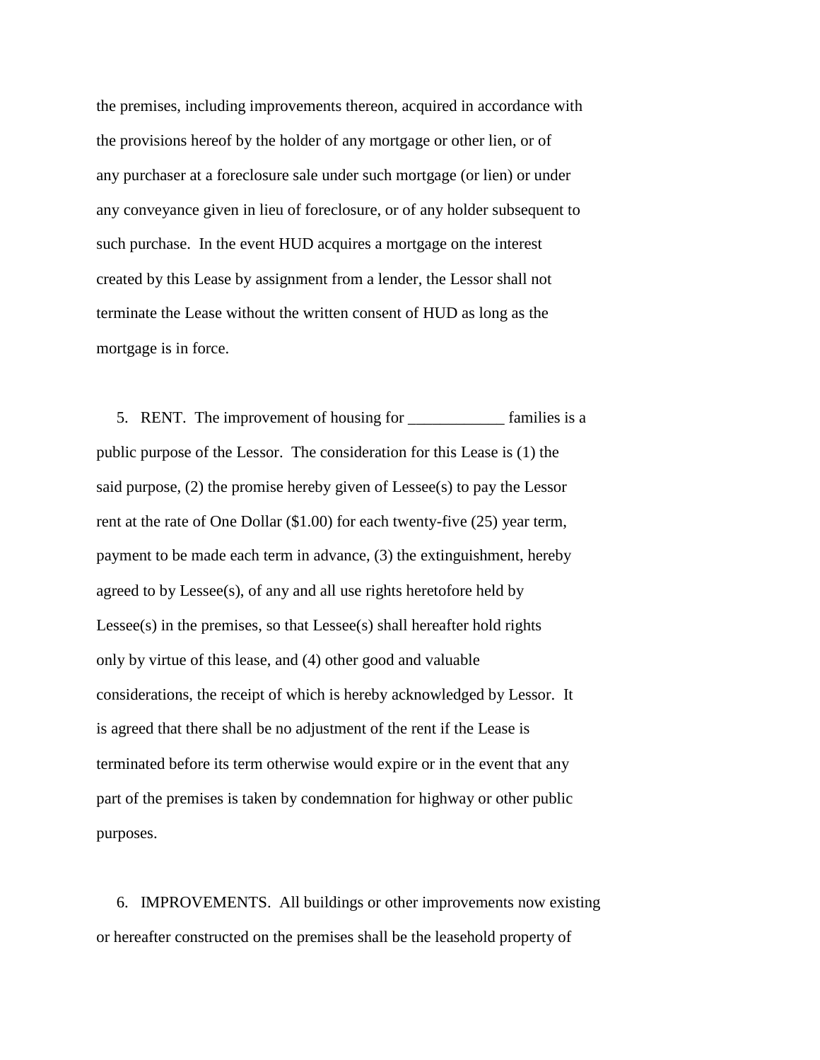the premises, including improvements thereon, acquired in accordance with the provisions hereof by the holder of any mortgage or other lien, or of any purchaser at a foreclosure sale under such mortgage (or lien) or under any conveyance given in lieu of foreclosure, or of any holder subsequent to such purchase. In the event HUD acquires a mortgage on the interest created by this Lease by assignment from a lender, the Lessor shall not terminate the Lease without the written consent of HUD as long as the mortgage is in force.

5. RENT. The improvement of housing for ____________ families is a public purpose of the Lessor. The consideration for this Lease is (1) the said purpose, (2) the promise hereby given of Lessee(s) to pay the Lessor rent at the rate of One Dollar ($1.00) for each twenty-five (25) year term, payment to be made each term in advance, (3) the extinguishment, hereby agreed to by Lessee(s), of any and all use rights heretofore held by Lessee(s) in the premises, so that Lessee(s) shall hereafter hold rights only by virtue of this lease, and (4) other good and valuable considerations, the receipt of which is hereby acknowledged by Lessor. It is agreed that there shall be no adjustment of the rent if the Lease is terminated before its term otherwise would expire or in the event that any part of the premises is taken by condemnation for highway or other public purposes.

6. IMPROVEMENTS. All buildings or other improvements now existing or hereafter constructed on the premises shall be the leasehold property of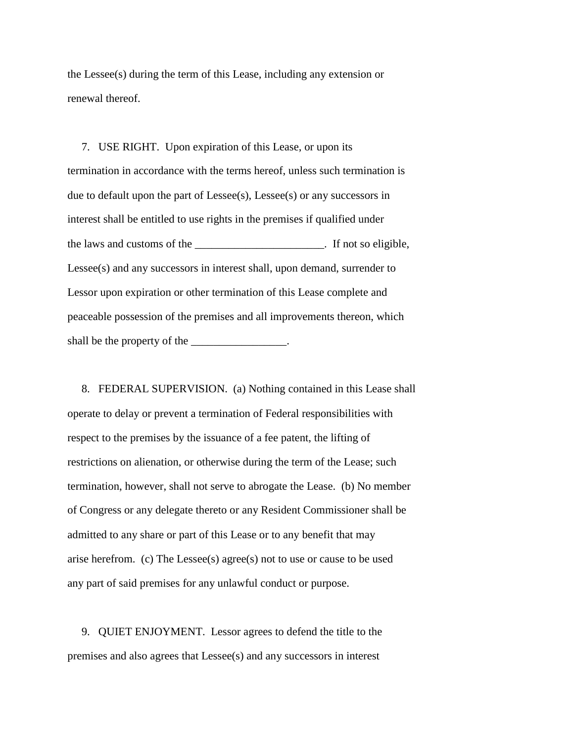the Lessee(s) during the term of this Lease, including any extension or renewal thereof.

7. USE RIGHT. Upon expiration of this Lease, or upon its termination in accordance with the terms hereof, unless such termination is due to default upon the part of Lessee(s), Lessee(s) or any successors in interest shall be entitled to use rights in the premises if qualified under the laws and customs of the _______________________. If not so eligible, Lessee(s) and any successors in interest shall, upon demand, surrender to Lessor upon expiration or other termination of this Lease complete and peaceable possession of the premises and all improvements thereon, which shall be the property of the _________________.

8. FEDERAL SUPERVISION. (a) Nothing contained in this Lease shall operate to delay or prevent a termination of Federal responsibilities with respect to the premises by the issuance of a fee patent, the lifting of restrictions on alienation, or otherwise during the term of the Lease; such termination, however, shall not serve to abrogate the Lease. (b) No member of Congress or any delegate thereto or any Resident Commissioner shall be admitted to any share or part of this Lease or to any benefit that may arise herefrom. (c) The Lessee(s) agree(s) not to use or cause to be used any part of said premises for any unlawful conduct or purpose.

9. QUIET ENJOYMENT. Lessor agrees to defend the title to the premises and also agrees that Lessee(s) and any successors in interest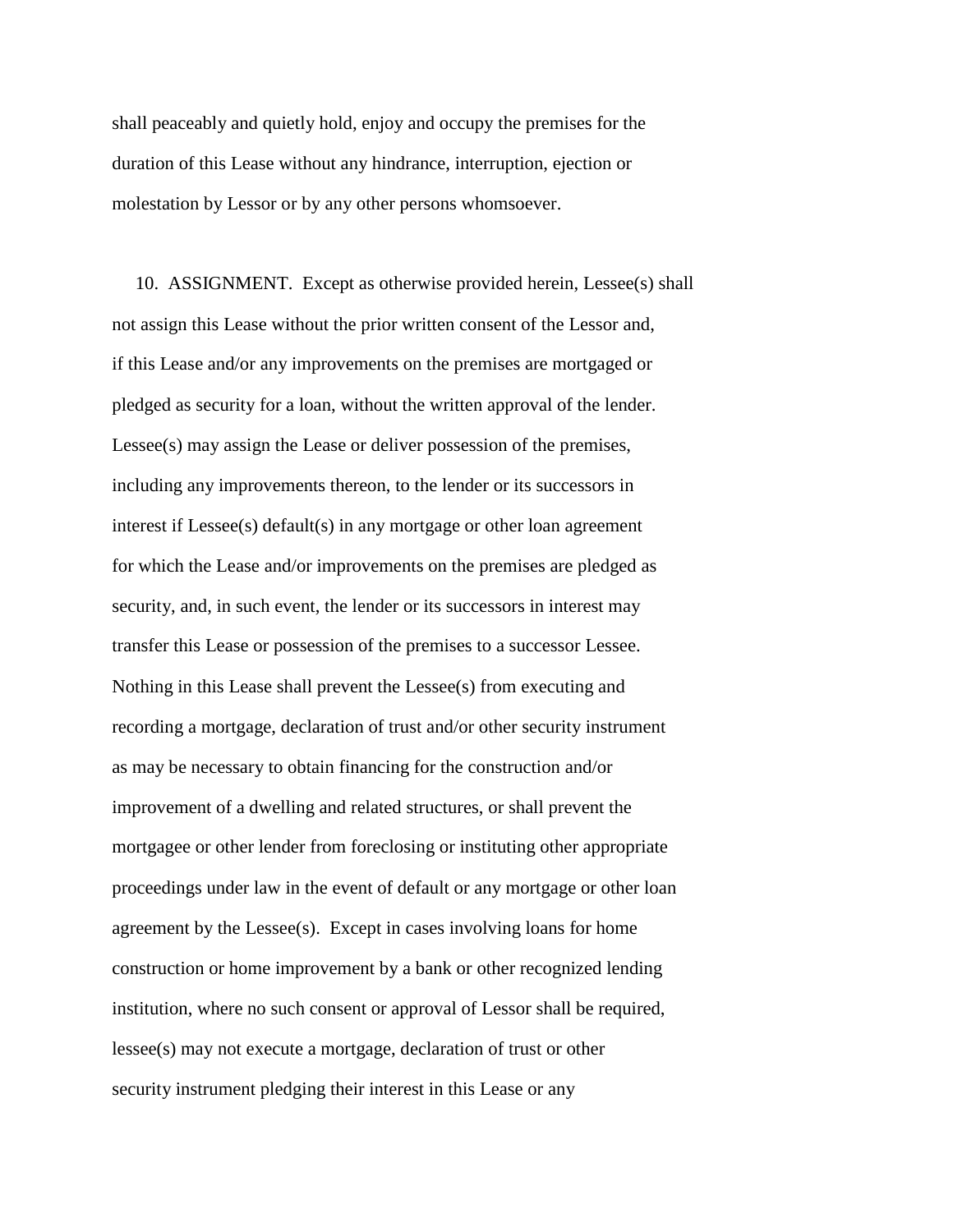shall peaceably and quietly hold, enjoy and occupy the premises for the duration of this Lease without any hindrance, interruption, ejection or molestation by Lessor or by any other persons whomsoever.

10. ASSIGNMENT. Except as otherwise provided herein, Lessee(s) shall not assign this Lease without the prior written consent of the Lessor and, if this Lease and/or any improvements on the premises are mortgaged or pledged as security for a loan, without the written approval of the lender. Lessee(s) may assign the Lease or deliver possession of the premises, including any improvements thereon, to the lender or its successors in interest if Lessee(s) default(s) in any mortgage or other loan agreement for which the Lease and/or improvements on the premises are pledged as security, and, in such event, the lender or its successors in interest may transfer this Lease or possession of the premises to a successor Lessee. Nothing in this Lease shall prevent the Lessee(s) from executing and recording a mortgage, declaration of trust and/or other security instrument as may be necessary to obtain financing for the construction and/or improvement of a dwelling and related structures, or shall prevent the mortgagee or other lender from foreclosing or instituting other appropriate proceedings under law in the event of default or any mortgage or other loan agreement by the Lessee(s). Except in cases involving loans for home construction or home improvement by a bank or other recognized lending institution, where no such consent or approval of Lessor shall be required, lessee(s) may not execute a mortgage, declaration of trust or other security instrument pledging their interest in this Lease or any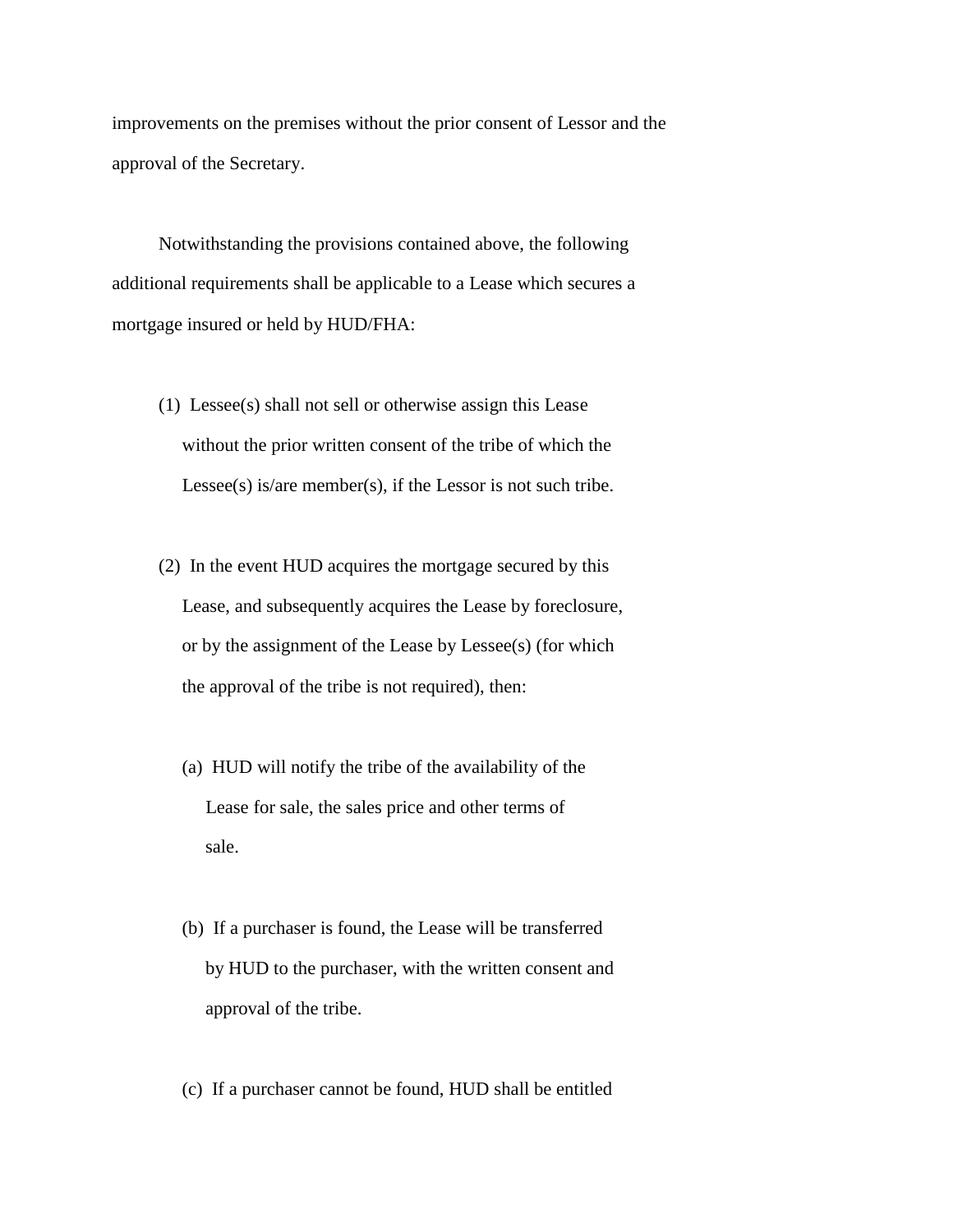improvements on the premises without the prior consent of Lessor and the approval of the Secretary.

Notwithstanding the provisions contained above, the following additional requirements shall be applicable to a Lease which secures a mortgage insured or held by HUD/FHA:

(1) Lessee(s) shall not sell or otherwise assign this Lease without the prior written consent of the tribe of which the Lessee(s) is/are member(s), if the Lessor is not such tribe.

(2) In the event HUD acquires the mortgage secured by this Lease, and subsequently acquires the Lease by foreclosure, or by the assignment of the Lease by Lessee(s) (for which the approval of the tribe is not required), then:

(a) HUD will notify the tribe of the availability of the Lease for sale, the sales price and other terms of sale.

(b) If a purchaser is found, the Lease will be transferred by HUD to the purchaser, with the written consent and approval of the tribe.

(c) If a purchaser cannot be found, HUD shall be entitled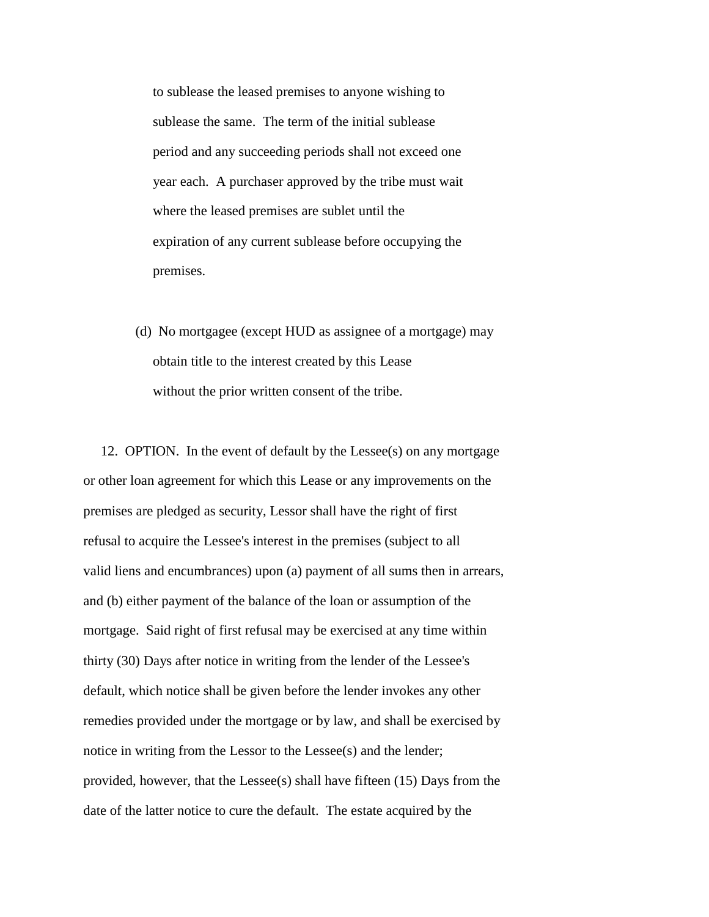to sublease the leased premises to anyone wishing to sublease the same. The term of the initial sublease period and any succeeding periods shall not exceed one year each. A purchaser approved by the tribe must wait where the leased premises are sublet until the expiration of any current sublease before occupying the premises.

(d) No mortgagee (except HUD as assignee of a mortgage) may obtain title to the interest created by this Lease without the prior written consent of the tribe.

12. OPTION. In the event of default by the Lessee(s) on any mortgage or other loan agreement for which this Lease or any improvements on the premises are pledged as security, Lessor shall have the right of first refusal to acquire the Lessee's interest in the premises (subject to all valid liens and encumbrances) upon (a) payment of all sums then in arrears, and (b) either payment of the balance of the loan or assumption of the mortgage. Said right of first refusal may be exercised at any time within thirty (30) Days after notice in writing from the lender of the Lessee's default, which notice shall be given before the lender invokes any other remedies provided under the mortgage or by law, and shall be exercised by notice in writing from the Lessor to the Lessee(s) and the lender; provided, however, that the Lessee(s) shall have fifteen (15) Days from the date of the latter notice to cure the default. The estate acquired by the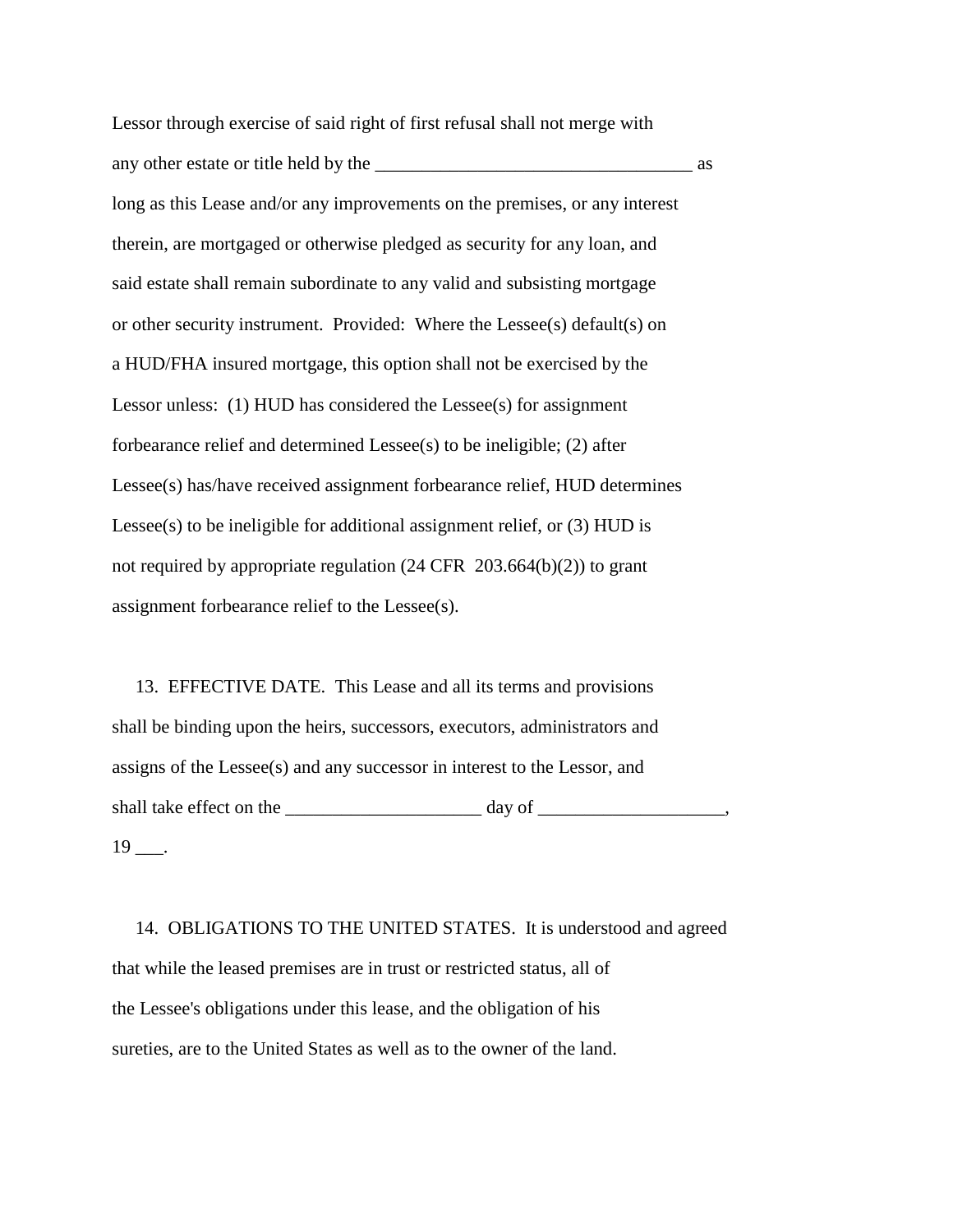Lessor through exercise of said right of first refusal shall not merge with any other estate or title held by the ___________________________________ as long as this Lease and/or any improvements on the premises, or any interest therein, are mortgaged or otherwise pledged as security for any loan, and said estate shall remain subordinate to any valid and subsisting mortgage or other security instrument. Provided: Where the Lessee(s) default(s) on a HUD/FHA insured mortgage, this option shall not be exercised by the Lessor unless: (1) HUD has considered the Lessee(s) for assignment forbearance relief and determined Lessee(s) to be ineligible; (2) after Lessee(s) has/have received assignment forbearance relief, HUD determines Lessee(s) to be ineligible for additional assignment relief, or (3) HUD is not required by appropriate regulation (24 CFR 203.664(b)(2)) to grant assignment forbearance relief to the Lessee(s).

13. EFFECTIVE DATE. This Lease and all its terms and provisions shall be binding upon the heirs, successors, executors, administrators and assigns of the Lessee(s) and any successor in interest to the Lessor, and shall take effect on the _____________________ day of ____________________, 19 ___.

14. OBLIGATIONS TO THE UNITED STATES. It is understood and agreed that while the leased premises are in trust or restricted status, all of the Lessee's obligations under this lease, and the obligation of his sureties, are to the United States as well as to the owner of the land.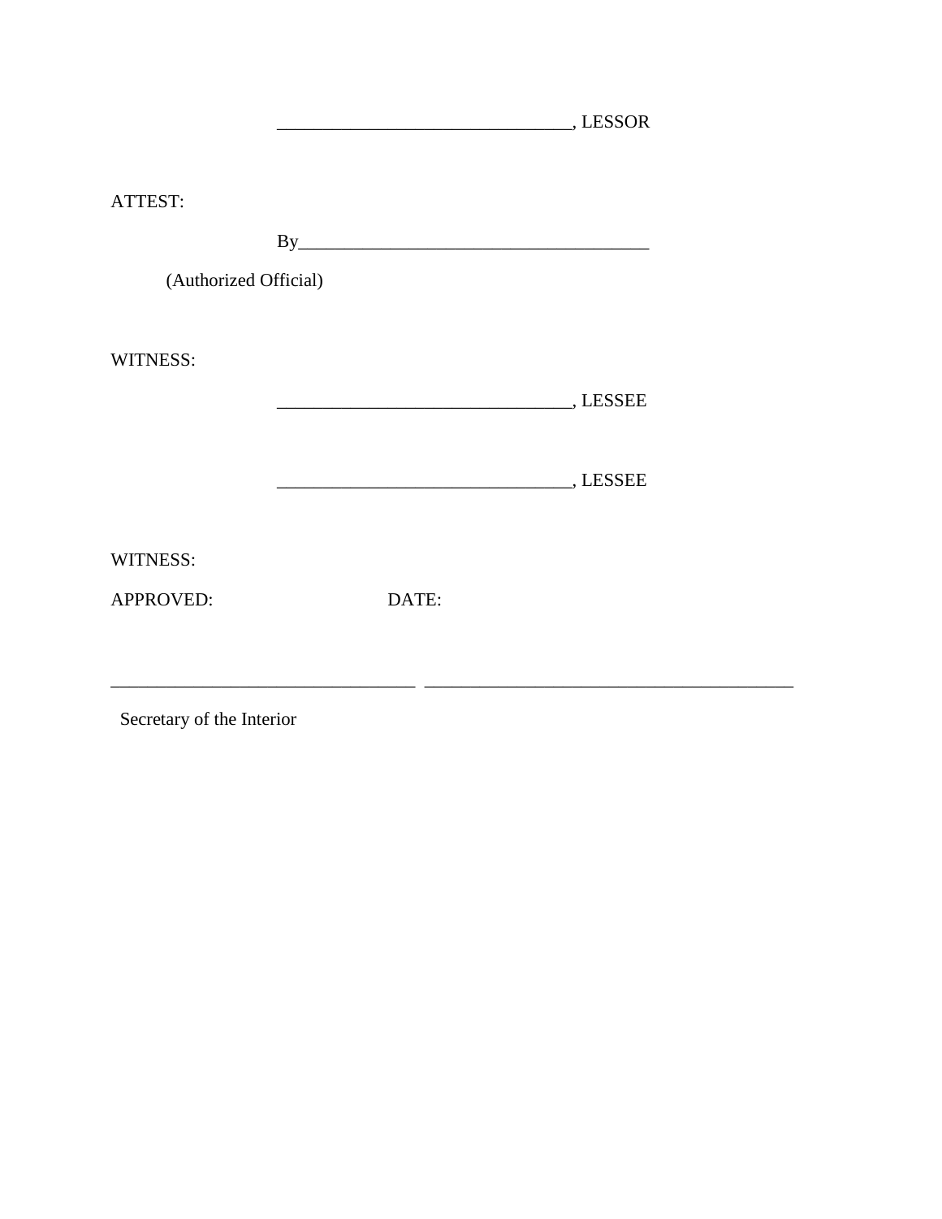________________________________, LESSOR

ATTEST:

By______________________________________

(Authorized Official)

WITNESS:

________________________________, LESSEE

________________________________, LESSEE

WITNESS:

APPROVED: DATE:

_________________________________ ________________________________________

Secretary of the Interior